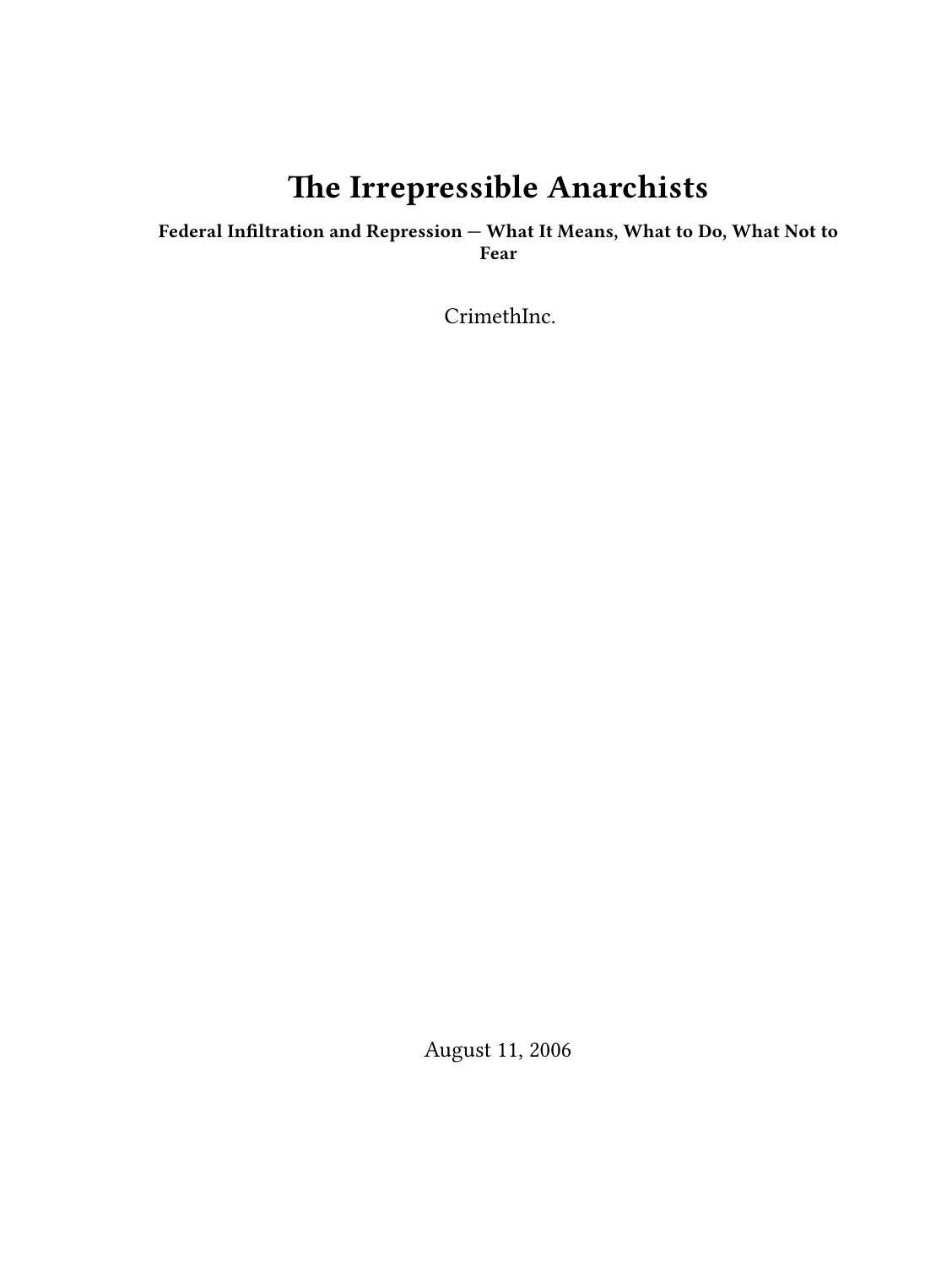# The Irrepressible Anarchists

**Federal Infiltration and Repression — What It Means, What to Do, What Not to Fear**

CrimethInc.

August 11, 2006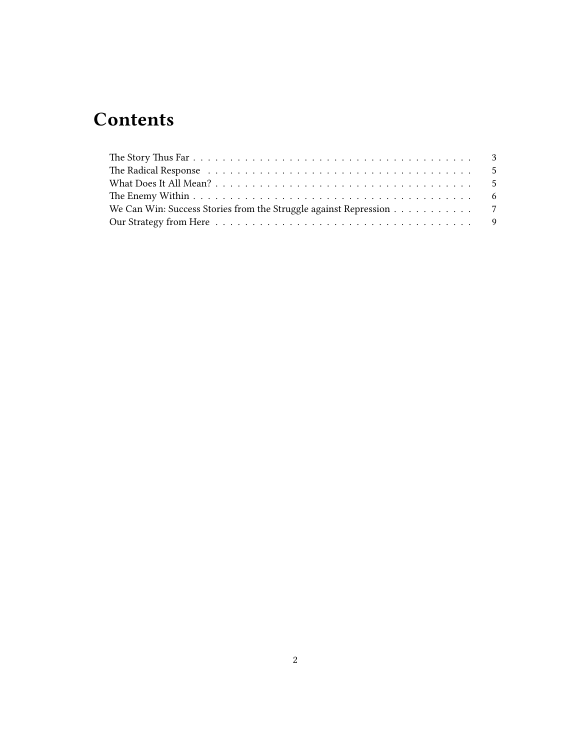# Contents

- The Story Thus Far . . . . . . . . . . 3
- The Radical Response . . . . . . . . . . 5
- What Does It All Mean? . . . . . . . . . . 5
- The Enemy Within . . . . . . . . . . 6
- We Can Win: Success Stories from the Struggle against Repression . . . . . . . . . . 7
- Our Strategy from Here . . . . . . . . . . 9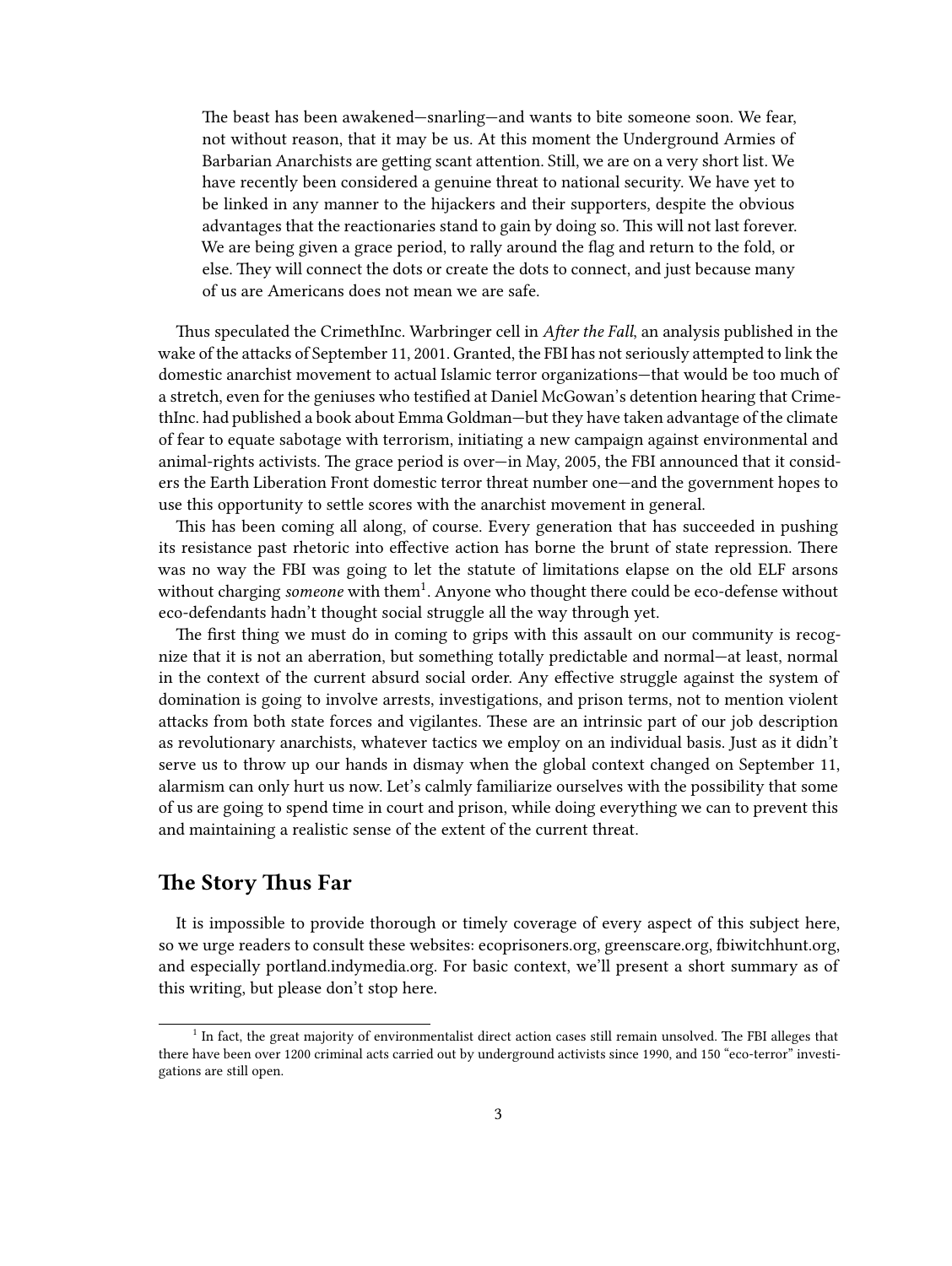> The beast has been awakened—snarling—and wants to bite someone soon. We fear, not without reason, that it may be us. At this moment the Underground Armies of Barbarian Anarchists are getting scant attention. Still, we are on a very short list. We have recently been considered a genuine threat to national security. We have yet to be linked in any manner to the hijackers and their supporters, despite the obvious advantages that the reactionaries stand to gain by doing so. This will not last forever. We are being given a grace period, to rally around the flag and return to the fold, or else. They will connect the dots or create the dots to connect, and just because many of us are Americans does not mean we are safe.

Thus speculated the CrimethInc. Warbringer cell in *After the Fall*, an analysis published in the wake of the attacks of September 11, 2001. Granted, the FBI has not seriously attempted to link the domestic anarchist movement to actual Islamic terror organizations—that would be too much of a stretch, even for the geniuses who testified at Daniel McGowan's detention hearing that CrimethInc. had published a book about Emma Goldman—but they have taken advantage of the climate of fear to equate sabotage with terrorism, initiating a new campaign against environmental and animal-rights activists. The grace period is over—in May, 2005, the FBI announced that it considers the Earth Liberation Front domestic terror threat number one—and the government hopes to use this opportunity to settle scores with the anarchist movement in general.

This has been coming all along, of course. Every generation that has succeeded in pushing its resistance past rhetoric into effective action has borne the brunt of state repression. There was no way the FBI was going to let the statute of limitations elapse on the old ELF arsons without charging *someone* with them[1]. Anyone who thought there could be eco-defense without eco-defendants hadn't thought social struggle all the way through yet.

The first thing we must do in coming to grips with this assault on our community is recognize that it is not an aberration, but something totally predictable and normal—at least, normal in the context of the current absurd social order. Any effective struggle against the system of domination is going to involve arrests, investigations, and prison terms, not to mention violent attacks from both state forces and vigilantes. These are an intrinsic part of our job description as revolutionary anarchists, whatever tactics we employ on an individual basis. Just as it didn't serve us to throw up our hands in dismay when the global context changed on September 11, alarmism can only hurt us now. Let's calmly familiarize ourselves with the possibility that some of us are going to spend time in court and prison, while doing everything we can to prevent this and maintaining a realistic sense of the extent of the current threat.

## The Story Thus Far

It is impossible to provide thorough or timely coverage of every aspect of this subject here, so we urge readers to consult these websites: ecoprisoners.org, greenscare.org, fbiwitchhunt.org, and especially portland.indymedia.org. For basic context, we'll present a short summary as of this writing, but please don't stop here.

---

[1] In fact, the great majority of environmentalist direct action cases still remain unsolved. The FBI alleges that there have been over 1200 criminal acts carried out by underground activists since 1990, and 150 "eco-terror" investigations are still open.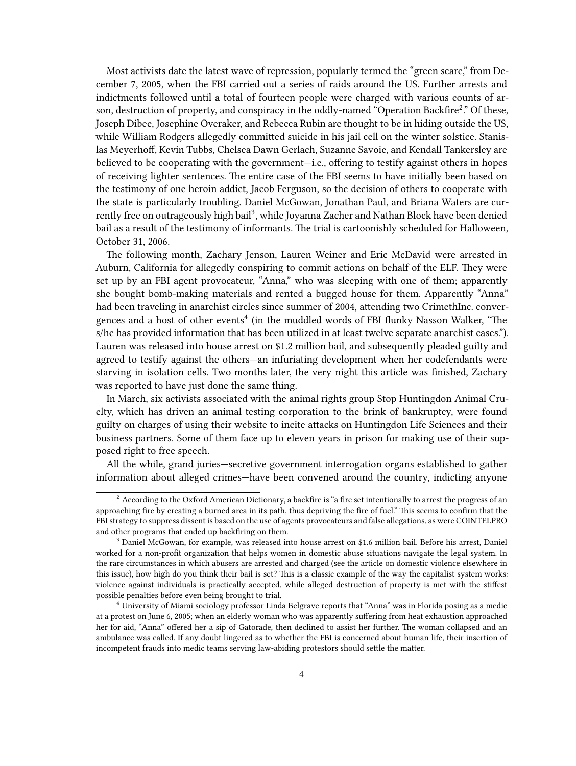Most activists date the latest wave of repression, popularly termed the "green scare," from December 7, 2005, when the FBI carried out a series of raids around the US. Further arrests and indictments followed until a total of fourteen people were charged with various counts of arson, destruction of property, and conspiracy in the oddly-named "Operation Backfire[2]." Of these, Joseph Dibee, Josephine Overaker, and Rebecca Rubin are thought to be in hiding outside the US, while William Rodgers allegedly committed suicide in his jail cell on the winter solstice. Stanislas Meyerhoff, Kevin Tubbs, Chelsea Dawn Gerlach, Suzanne Savoie, and Kendall Tankersley are believed to be cooperating with the government—i.e., offering to testify against others in hopes of receiving lighter sentences. The entire case of the FBI seems to have initially been based on the testimony of one heroin addict, Jacob Ferguson, so the decision of others to cooperate with the state is particularly troubling. Daniel McGowan, Jonathan Paul, and Briana Waters are currently free on outrageously high bail[3], while Joyanna Zacher and Nathan Block have been denied bail as a result of the testimony of informants. The trial is cartoonishly scheduled for Halloween, October 31, 2006.

The following month, Zachary Jenson, Lauren Weiner and Eric McDavid were arrested in Auburn, California for allegedly conspiring to commit actions on behalf of the ELF. They were set up by an FBI agent provocateur, "Anna," who was sleeping with one of them; apparently she bought bomb-making materials and rented a bugged house for them. Apparently "Anna" had been traveling in anarchist circles since summer of 2004, attending two CrimethInc. convergences and a host of other events[4] (in the muddled words of FBI flunky Nasson Walker, "The s/he has provided information that has been utilized in at least twelve separate anarchist cases."). Lauren was released into house arrest on $1.2 million bail, and subsequently pleaded guilty and agreed to testify against the others—an infuriating development when her codefendants were starving in isolation cells. Two months later, the very night this article was finished, Zachary was reported to have just done the same thing.

In March, six activists associated with the animal rights group Stop Huntingdon Animal Cruelty, which has driven an animal testing corporation to the brink of bankruptcy, were found guilty on charges of using their website to incite attacks on Huntingdon Life Sciences and their business partners. Some of them face up to eleven years in prison for making use of their supposed right to free speech.

All the while, grand juries—secretive government interrogation organs established to gather information about alleged crimes—have been convened around the country, indicting anyone

---

[2] According to the Oxford American Dictionary, a backfire is "a fire set intentionally to arrest the progress of an approaching fire by creating a burned area in its path, thus depriving the fire of fuel." This seems to confirm that the FBI strategy to suppress dissent is based on the use of agents provocateurs and false allegations, as were COINTELPRO and other programs that ended up backfiring on them.

[3] Daniel McGowan, for example, was released into house arrest on $1.6 million bail. Before his arrest, Daniel worked for a non-profit organization that helps women in domestic abuse situations navigate the legal system. In the rare circumstances in which abusers are arrested and charged (see the article on domestic violence elsewhere in this issue), how high do you think their bail is set? This is a classic example of the way the capitalist system works: violence against individuals is practically accepted, while alleged destruction of property is met with the stiffest possible penalties before even being brought to trial.

[4] University of Miami sociology professor Linda Belgrave reports that "Anna" was in Florida posing as a medic at a protest on June 6, 2005; when an elderly woman who was apparently suffering from heat exhaustion approached her for aid, "Anna" offered her a sip of Gatorade, then declined to assist her further. The woman collapsed and an ambulance was called. If any doubt lingered as to whether the FBI is concerned about human life, their insertion of incompetent frauds into medic teams serving law-abiding protestors should settle the matter.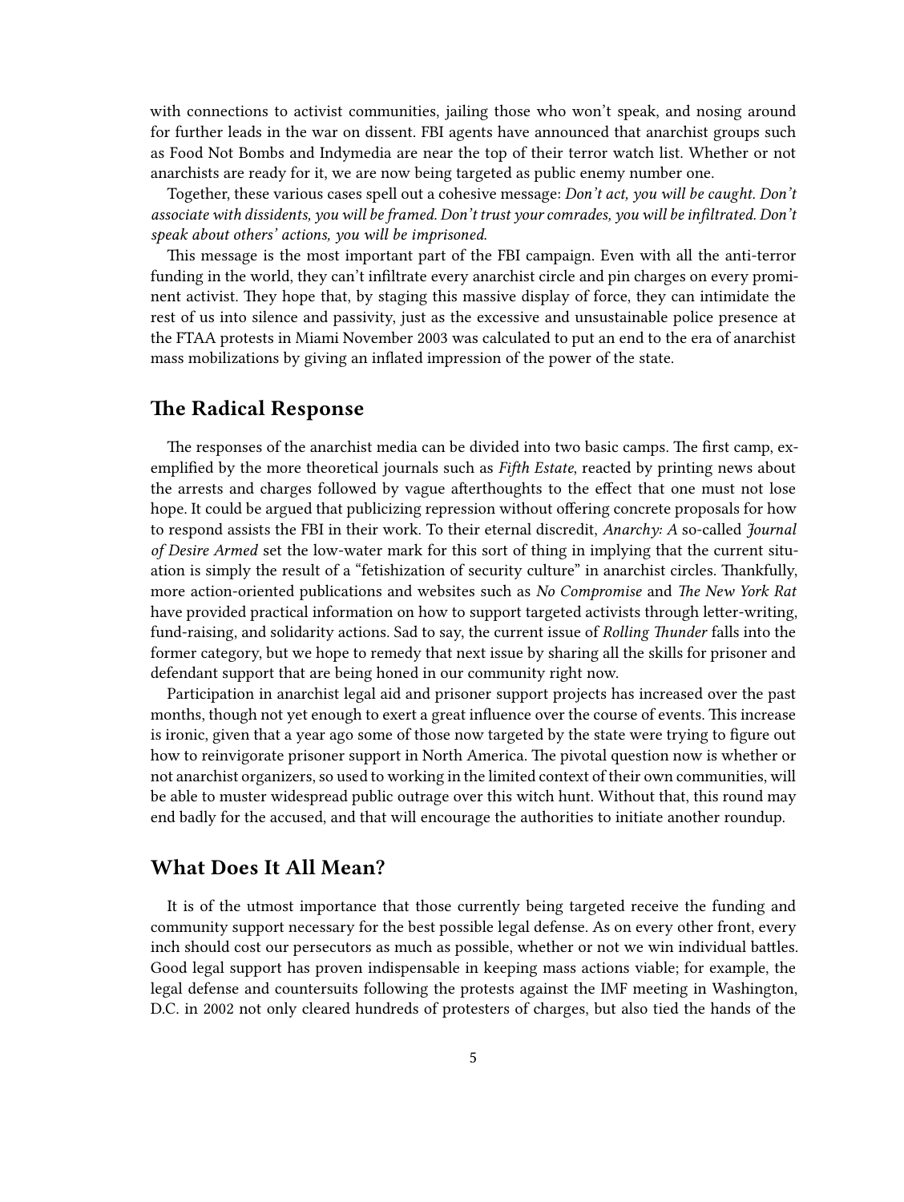with connections to activist communities, jailing those who won't speak, and nosing around for further leads in the war on dissent. FBI agents have announced that anarchist groups such as Food Not Bombs and Indymedia are near the top of their terror watch list. Whether or not anarchists are ready for it, we are now being targeted as public enemy number one.

Together, these various cases spell out a cohesive message: *Don't act, you will be caught. Don't associate with dissidents, you will be framed. Don't trust your comrades, you will be infiltrated. Don't speak about others' actions, you will be imprisoned.*

This message is the most important part of the FBI campaign. Even with all the anti-terror funding in the world, they can't infiltrate every anarchist circle and pin charges on every prominent activist. They hope that, by staging this massive display of force, they can intimidate the rest of us into silence and passivity, just as the excessive and unsustainable police presence at the FTAA protests in Miami November 2003 was calculated to put an end to the era of anarchist mass mobilizations by giving an inflated impression of the power of the state.

## The Radical Response

The responses of the anarchist media can be divided into two basic camps. The first camp, exemplified by the more theoretical journals such as *Fifth Estate*, reacted by printing news about the arrests and charges followed by vague afterthoughts to the effect that one must not lose hope. It could be argued that publicizing repression without offering concrete proposals for how to respond assists the FBI in their work. To their eternal discredit, *Anarchy: A* so-called *Journal of Desire Armed* set the low-water mark for this sort of thing in implying that the current situation is simply the result of a "fetishization of security culture" in anarchist circles. Thankfully, more action-oriented publications and websites such as *No Compromise* and *The New York Rat* have provided practical information on how to support targeted activists through letter-writing, fund-raising, and solidarity actions. Sad to say, the current issue of *Rolling Thunder* falls into the former category, but we hope to remedy that next issue by sharing all the skills for prisoner and defendant support that are being honed in our community right now.

Participation in anarchist legal aid and prisoner support projects has increased over the past months, though not yet enough to exert a great influence over the course of events. This increase is ironic, given that a year ago some of those now targeted by the state were trying to figure out how to reinvigorate prisoner support in North America. The pivotal question now is whether or not anarchist organizers, so used to working in the limited context of their own communities, will be able to muster widespread public outrage over this witch hunt. Without that, this round may end badly for the accused, and that will encourage the authorities to initiate another roundup.

## What Does It All Mean?

It is of the utmost importance that those currently being targeted receive the funding and community support necessary for the best possible legal defense. As on every other front, every inch should cost our persecutors as much as possible, whether or not we win individual battles. Good legal support has proven indispensable in keeping mass actions viable; for example, the legal defense and countersuits following the protests against the IMF meeting in Washington, D.C. in 2002 not only cleared hundreds of protesters of charges, but also tied the hands of the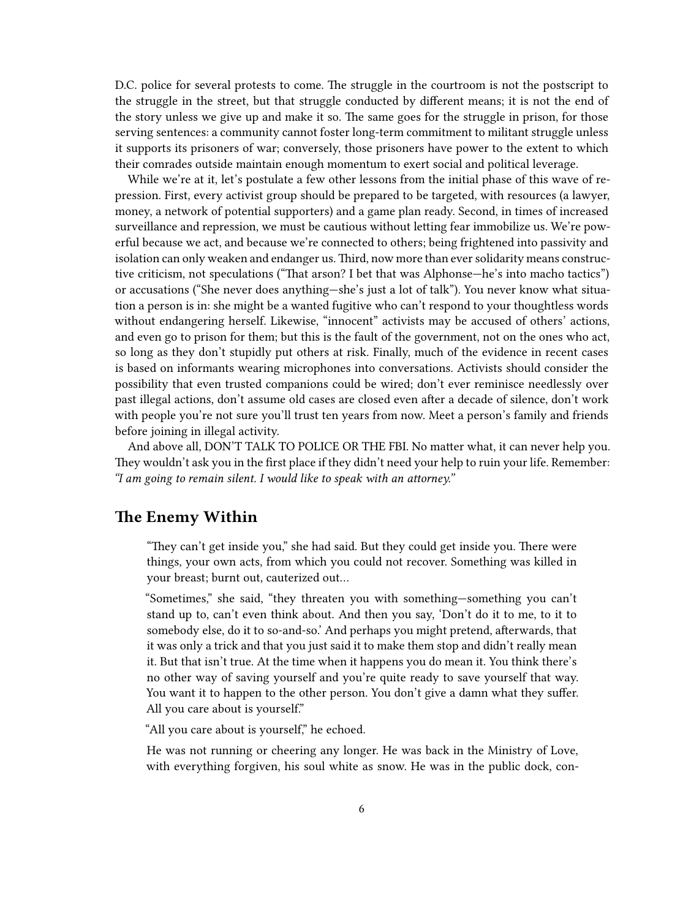D.C. police for several protests to come. The struggle in the courtroom is not the postscript to the struggle in the street, but that struggle conducted by different means; it is not the end of the story unless we give up and make it so. The same goes for the struggle in prison, for those serving sentences: a community cannot foster long-term commitment to militant struggle unless it supports its prisoners of war; conversely, those prisoners have power to the extent to which their comrades outside maintain enough momentum to exert social and political leverage.

While we're at it, let's postulate a few other lessons from the initial phase of this wave of repression. First, every activist group should be prepared to be targeted, with resources (a lawyer, money, a network of potential supporters) and a game plan ready. Second, in times of increased surveillance and repression, we must be cautious without letting fear immobilize us. We're powerful because we act, and because we're connected to others; being frightened into passivity and isolation can only weaken and endanger us. Third, now more than ever solidarity means constructive criticism, not speculations ("That arson? I bet that was Alphonse—he's into macho tactics") or accusations ("She never does anything—she's just a lot of talk"). You never know what situation a person is in: she might be a wanted fugitive who can't respond to your thoughtless words without endangering herself. Likewise, "innocent" activists may be accused of others' actions, and even go to prison for them; but this is the fault of the government, not on the ones who act, so long as they don't stupidly put others at risk. Finally, much of the evidence in recent cases is based on informants wearing microphones into conversations. Activists should consider the possibility that even trusted companions could be wired; don't ever reminisce needlessly over past illegal actions, don't assume old cases are closed even after a decade of silence, don't work with people you're not sure you'll trust ten years from now. Meet a person's family and friends before joining in illegal activity.

And above all, DON'T TALK TO POLICE OR THE FBI. No matter what, it can never help you. They wouldn't ask you in the first place if they didn't need your help to ruin your life. Remember: *"I am going to remain silent. I would like to speak with an attorney."*

## The Enemy Within

> "They can't get inside you," she had said. But they could get inside you. There were things, your own acts, from which you could not recover. Something was killed in your breast; burnt out, cauterized out…
>
> "Sometimes," she said, "they threaten you with something—something you can't stand up to, can't even think about. And then you say, 'Don't do it to me, to it to somebody else, do it to so-and-so.' And perhaps you might pretend, afterwards, that it was only a trick and that you just said it to make them stop and didn't really mean it. But that isn't true. At the time when it happens you do mean it. You think there's no other way of saving yourself and you're quite ready to save yourself that way. You want it to happen to the other person. You don't give a damn what they suffer. All you care about is yourself."
>
> "All you care about is yourself," he echoed.
>
> He was not running or cheering any longer. He was back in the Ministry of Love, with everything forgiven, his soul white as snow. He was in the public dock, con-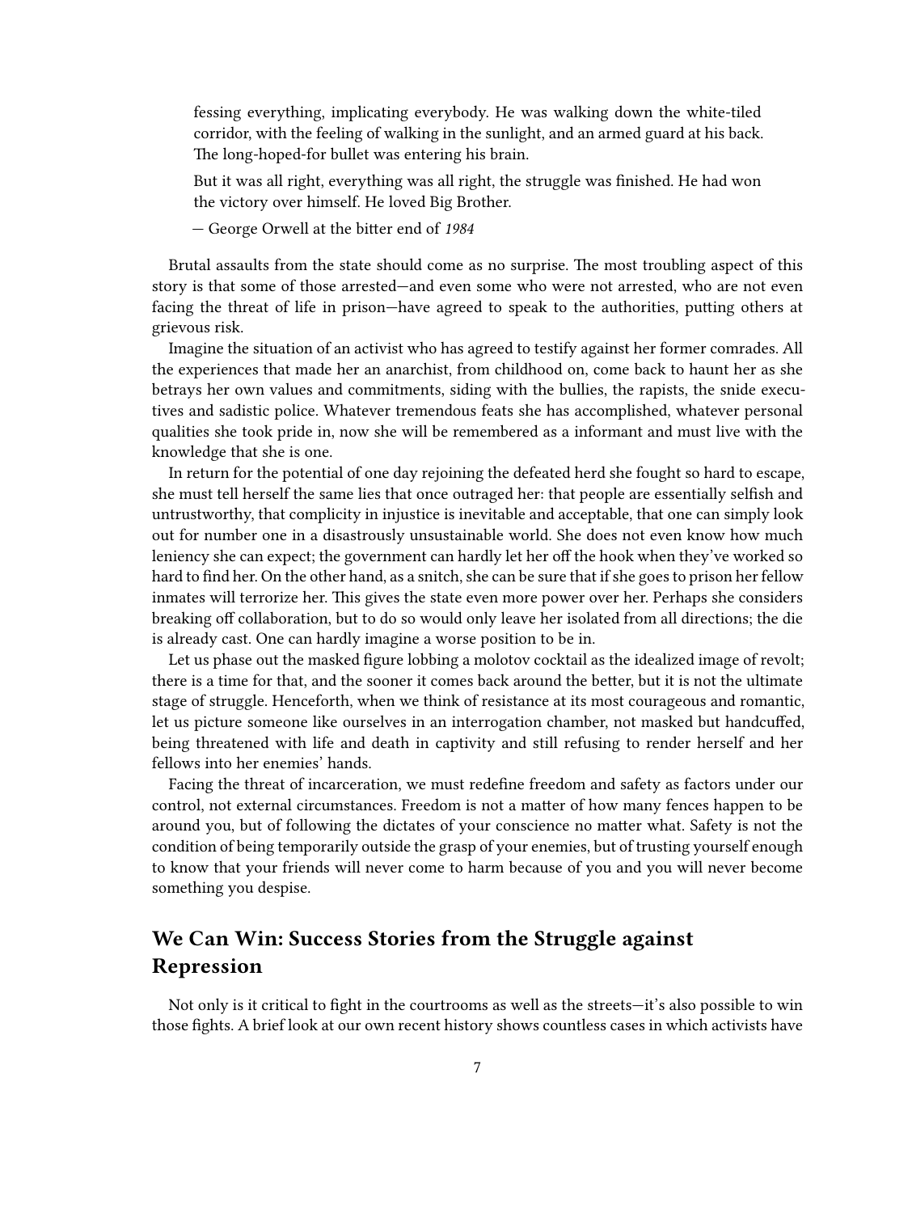> fessing everything, implicating everybody. He was walking down the white-tiled corridor, with the feeling of walking in the sunlight, and an armed guard at his back. The long-hoped-for bullet was entering his brain.
>
> But it was all right, everything was all right, the struggle was finished. He had won the victory over himself. He loved Big Brother.
>
> — George Orwell at the bitter end of *1984*

Brutal assaults from the state should come as no surprise. The most troubling aspect of this story is that some of those arrested—and even some who were not arrested, who are not even facing the threat of life in prison—have agreed to speak to the authorities, putting others at grievous risk.

Imagine the situation of an activist who has agreed to testify against her former comrades. All the experiences that made her an anarchist, from childhood on, come back to haunt her as she betrays her own values and commitments, siding with the bullies, the rapists, the snide executives and sadistic police. Whatever tremendous feats she has accomplished, whatever personal qualities she took pride in, now she will be remembered as a informant and must live with the knowledge that she is one.

In return for the potential of one day rejoining the defeated herd she fought so hard to escape, she must tell herself the same lies that once outraged her: that people are essentially selfish and untrustworthy, that complicity in injustice is inevitable and acceptable, that one can simply look out for number one in a disastrously unsustainable world. She does not even know how much leniency she can expect; the government can hardly let her off the hook when they've worked so hard to find her. On the other hand, as a snitch, she can be sure that if she goes to prison her fellow inmates will terrorize her. This gives the state even more power over her. Perhaps she considers breaking off collaboration, but to do so would only leave her isolated from all directions; the die is already cast. One can hardly imagine a worse position to be in.

Let us phase out the masked figure lobbing a molotov cocktail as the idealized image of revolt; there is a time for that, and the sooner it comes back around the better, but it is not the ultimate stage of struggle. Henceforth, when we think of resistance at its most courageous and romantic, let us picture someone like ourselves in an interrogation chamber, not masked but handcuffed, being threatened with life and death in captivity and still refusing to render herself and her fellows into her enemies' hands.

Facing the threat of incarceration, we must redefine freedom and safety as factors under our control, not external circumstances. Freedom is not a matter of how many fences happen to be around you, but of following the dictates of your conscience no matter what. Safety is not the condition of being temporarily outside the grasp of your enemies, but of trusting yourself enough to know that your friends will never come to harm because of you and you will never become something you despise.

## We Can Win: Success Stories from the Struggle against Repression

Not only is it critical to fight in the courtrooms as well as the streets—it's also possible to win those fights. A brief look at our own recent history shows countless cases in which activists have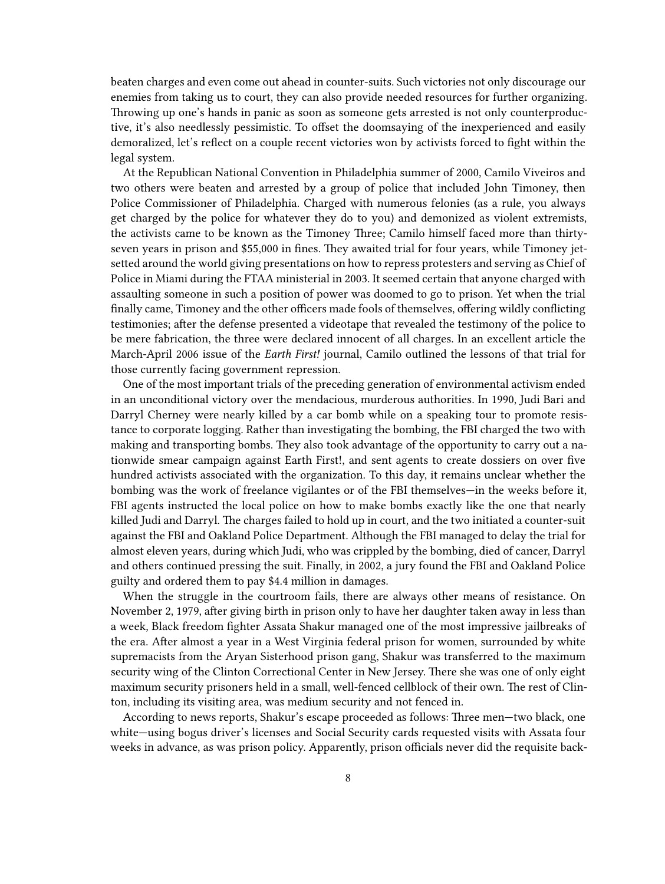beaten charges and even come out ahead in counter-suits. Such victories not only discourage our enemies from taking us to court, they can also provide needed resources for further organizing. Throwing up one's hands in panic as soon as someone gets arrested is not only counterproductive, it's also needlessly pessimistic. To offset the doomsaying of the inexperienced and easily demoralized, let's reflect on a couple recent victories won by activists forced to fight within the legal system.

At the Republican National Convention in Philadelphia summer of 2000, Camilo Viveiros and two others were beaten and arrested by a group of police that included John Timoney, then Police Commissioner of Philadelphia. Charged with numerous felonies (as a rule, you always get charged by the police for whatever they do to you) and demonized as violent extremists, the activists came to be known as the Timoney Three; Camilo himself faced more than thirty-seven years in prison and $55,000 in fines. They awaited trial for four years, while Timoney jet-setted around the world giving presentations on how to repress protesters and serving as Chief of Police in Miami during the FTAA ministerial in 2003. It seemed certain that anyone charged with assaulting someone in such a position of power was doomed to go to prison. Yet when the trial finally came, Timoney and the other officers made fools of themselves, offering wildly conflicting testimonies; after the defense presented a videotape that revealed the testimony of the police to be mere fabrication, the three were declared innocent of all charges. In an excellent article the March-April 2006 issue of the *Earth First!* journal, Camilo outlined the lessons of that trial for those currently facing government repression.

One of the most important trials of the preceding generation of environmental activism ended in an unconditional victory over the mendacious, murderous authorities. In 1990, Judi Bari and Darryl Cherney were nearly killed by a car bomb while on a speaking tour to promote resistance to corporate logging. Rather than investigating the bombing, the FBI charged the two with making and transporting bombs. They also took advantage of the opportunity to carry out a nationwide smear campaign against Earth First!, and sent agents to create dossiers on over five hundred activists associated with the organization. To this day, it remains unclear whether the bombing was the work of freelance vigilantes or of the FBI themselves—in the weeks before it, FBI agents instructed the local police on how to make bombs exactly like the one that nearly killed Judi and Darryl. The charges failed to hold up in court, and the two initiated a counter-suit against the FBI and Oakland Police Department. Although the FBI managed to delay the trial for almost eleven years, during which Judi, who was crippled by the bombing, died of cancer, Darryl and others continued pressing the suit. Finally, in 2002, a jury found the FBI and Oakland Police guilty and ordered them to pay $4.4 million in damages.

When the struggle in the courtroom fails, there are always other means of resistance. On November 2, 1979, after giving birth in prison only to have her daughter taken away in less than a week, Black freedom fighter Assata Shakur managed one of the most impressive jailbreaks of the era. After almost a year in a West Virginia federal prison for women, surrounded by white supremacists from the Aryan Sisterhood prison gang, Shakur was transferred to the maximum security wing of the Clinton Correctional Center in New Jersey. There she was one of only eight maximum security prisoners held in a small, well-fenced cellblock of their own. The rest of Clinton, including its visiting area, was medium security and not fenced in.

According to news reports, Shakur's escape proceeded as follows: Three men—two black, one white—using bogus driver's licenses and Social Security cards requested visits with Assata four weeks in advance, as was prison policy. Apparently, prison officials never did the requisite back-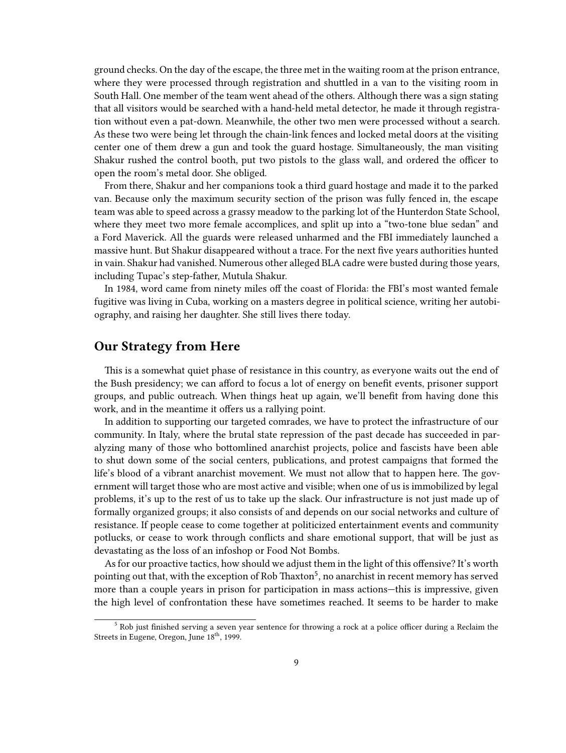ground checks. On the day of the escape, the three met in the waiting room at the prison entrance, where they were processed through registration and shuttled in a van to the visiting room in South Hall. One member of the team went ahead of the others. Although there was a sign stating that all visitors would be searched with a hand-held metal detector, he made it through registration without even a pat-down. Meanwhile, the other two men were processed without a search. As these two were being let through the chain-link fences and locked metal doors at the visiting center one of them drew a gun and took the guard hostage. Simultaneously, the man visiting Shakur rushed the control booth, put two pistols to the glass wall, and ordered the officer to open the room's metal door. She obliged.

From there, Shakur and her companions took a third guard hostage and made it to the parked van. Because only the maximum security section of the prison was fully fenced in, the escape team was able to speed across a grassy meadow to the parking lot of the Hunterdon State School, where they meet two more female accomplices, and split up into a "two-tone blue sedan" and a Ford Maverick. All the guards were released unharmed and the FBI immediately launched a massive hunt. But Shakur disappeared without a trace. For the next five years authorities hunted in vain. Shakur had vanished. Numerous other alleged BLA cadre were busted during those years, including Tupac's step-father, Mutula Shakur.

In 1984, word came from ninety miles off the coast of Florida: the FBI's most wanted female fugitive was living in Cuba, working on a masters degree in political science, writing her autobiography, and raising her daughter. She still lives there today.

## Our Strategy from Here

This is a somewhat quiet phase of resistance in this country, as everyone waits out the end of the Bush presidency; we can afford to focus a lot of energy on benefit events, prisoner support groups, and public outreach. When things heat up again, we'll benefit from having done this work, and in the meantime it offers us a rallying point.

In addition to supporting our targeted comrades, we have to protect the infrastructure of our community. In Italy, where the brutal state repression of the past decade has succeeded in paralyzing many of those who bottomlined anarchist projects, police and fascists have been able to shut down some of the social centers, publications, and protest campaigns that formed the life's blood of a vibrant anarchist movement. We must not allow that to happen here. The government will target those who are most active and visible; when one of us is immobilized by legal problems, it's up to the rest of us to take up the slack. Our infrastructure is not just made up of formally organized groups; it also consists of and depends on our social networks and culture of resistance. If people cease to come together at politicized entertainment events and community potlucks, or cease to work through conflicts and share emotional support, that will be just as devastating as the loss of an infoshop or Food Not Bombs.

As for our proactive tactics, how should we adjust them in the light of this offensive? It's worth pointing out that, with the exception of Rob Thaxton[5], no anarchist in recent memory has served more than a couple years in prison for participation in mass actions—this is impressive, given the high level of confrontation these have sometimes reached. It seems to be harder to make

[5] Rob just finished serving a seven year sentence for throwing a rock at a police officer during a Reclaim the Streets in Eugene, Oregon, June 18th, 1999.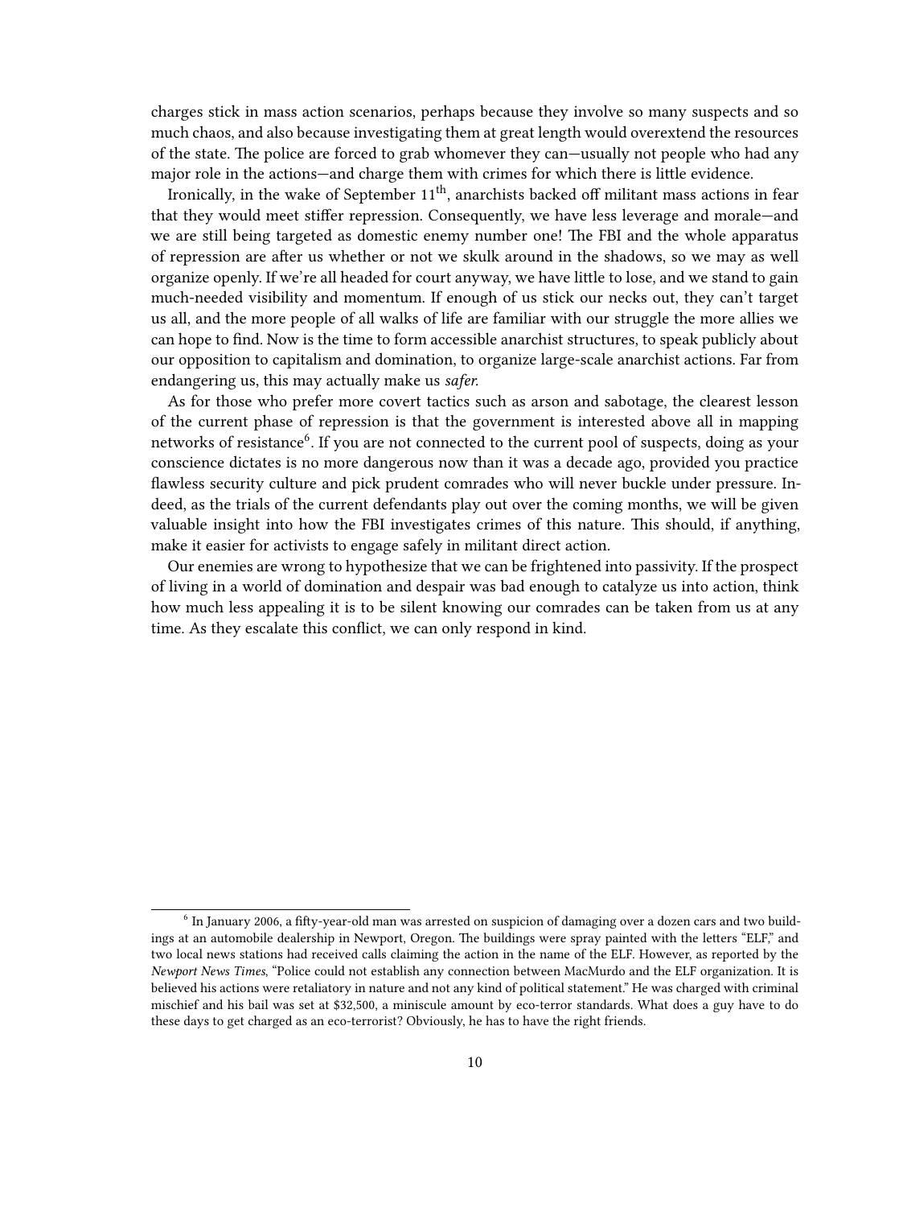charges stick in mass action scenarios, perhaps because they involve so many suspects and so much chaos, and also because investigating them at great length would overextend the resources of the state. The police are forced to grab whomever they can—usually not people who had any major role in the actions—and charge them with crimes for which there is little evidence.

Ironically, in the wake of September 11th, anarchists backed off militant mass actions in fear that they would meet stiffer repression. Consequently, we have less leverage and morale—and we are still being targeted as domestic enemy number one! The FBI and the whole apparatus of repression are after us whether or not we skulk around in the shadows, so we may as well organize openly. If we're all headed for court anyway, we have little to lose, and we stand to gain much-needed visibility and momentum. If enough of us stick our necks out, they can't target us all, and the more people of all walks of life are familiar with our struggle the more allies we can hope to find. Now is the time to form accessible anarchist structures, to speak publicly about our opposition to capitalism and domination, to organize large-scale anarchist actions. Far from endangering us, this may actually make us *safer.*

As for those who prefer more covert tactics such as arson and sabotage, the clearest lesson of the current phase of repression is that the government is interested above all in mapping networks of resistance[6]. If you are not connected to the current pool of suspects, doing as your conscience dictates is no more dangerous now than it was a decade ago, provided you practice flawless security culture and pick prudent comrades who will never buckle under pressure. Indeed, as the trials of the current defendants play out over the coming months, we will be given valuable insight into how the FBI investigates crimes of this nature. This should, if anything, make it easier for activists to engage safely in militant direct action.

Our enemies are wrong to hypothesize that we can be frightened into passivity. If the prospect of living in a world of domination and despair was bad enough to catalyze us into action, think how much less appealing it is to be silent knowing our comrades can be taken from us at any time. As they escalate this conflict, we can only respond in kind.

---

[6] In January 2006, a fifty-year-old man was arrested on suspicion of damaging over a dozen cars and two buildings at an automobile dealership in Newport, Oregon. The buildings were spray painted with the letters "ELF," and two local news stations had received calls claiming the action in the name of the ELF. However, as reported by the *Newport News Times*, "Police could not establish any connection between MacMurdo and the ELF organization. It is believed his actions were retaliatory in nature and not any kind of political statement." He was charged with criminal mischief and his bail was set at $32,500, a miniscule amount by eco-terror standards. What does a guy have to do these days to get charged as an eco-terrorist? Obviously, he has to have the right friends.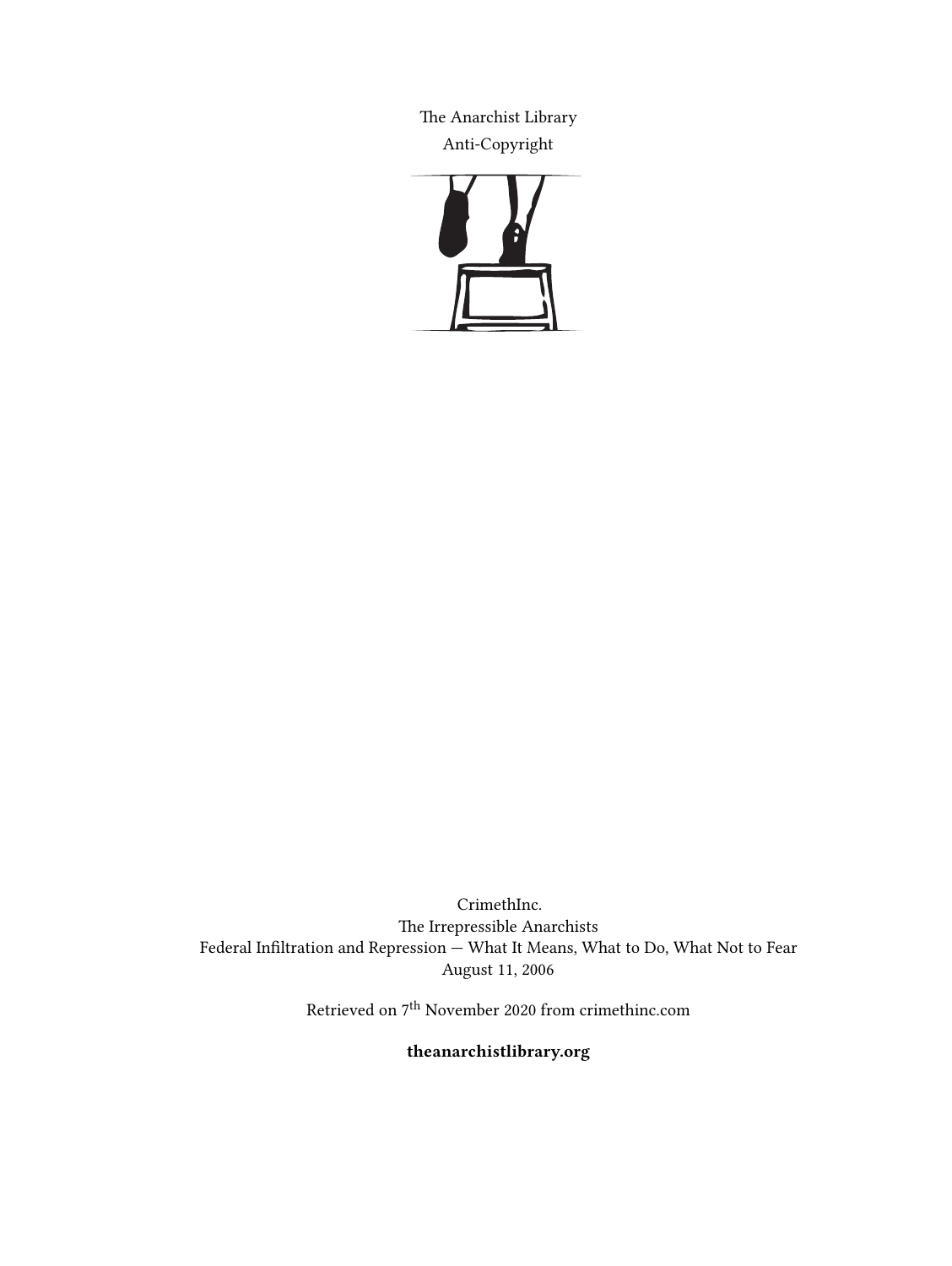The Anarchist Library
Anti-Copyright

CrimethInc.
The Irrepressible Anarchists
Federal Infiltration and Repression — What It Means, What to Do, What Not to Fear
August 11, 2006

Retrieved on 7th November 2020 from crimethinc.com

**theanarchistlibrary.org**